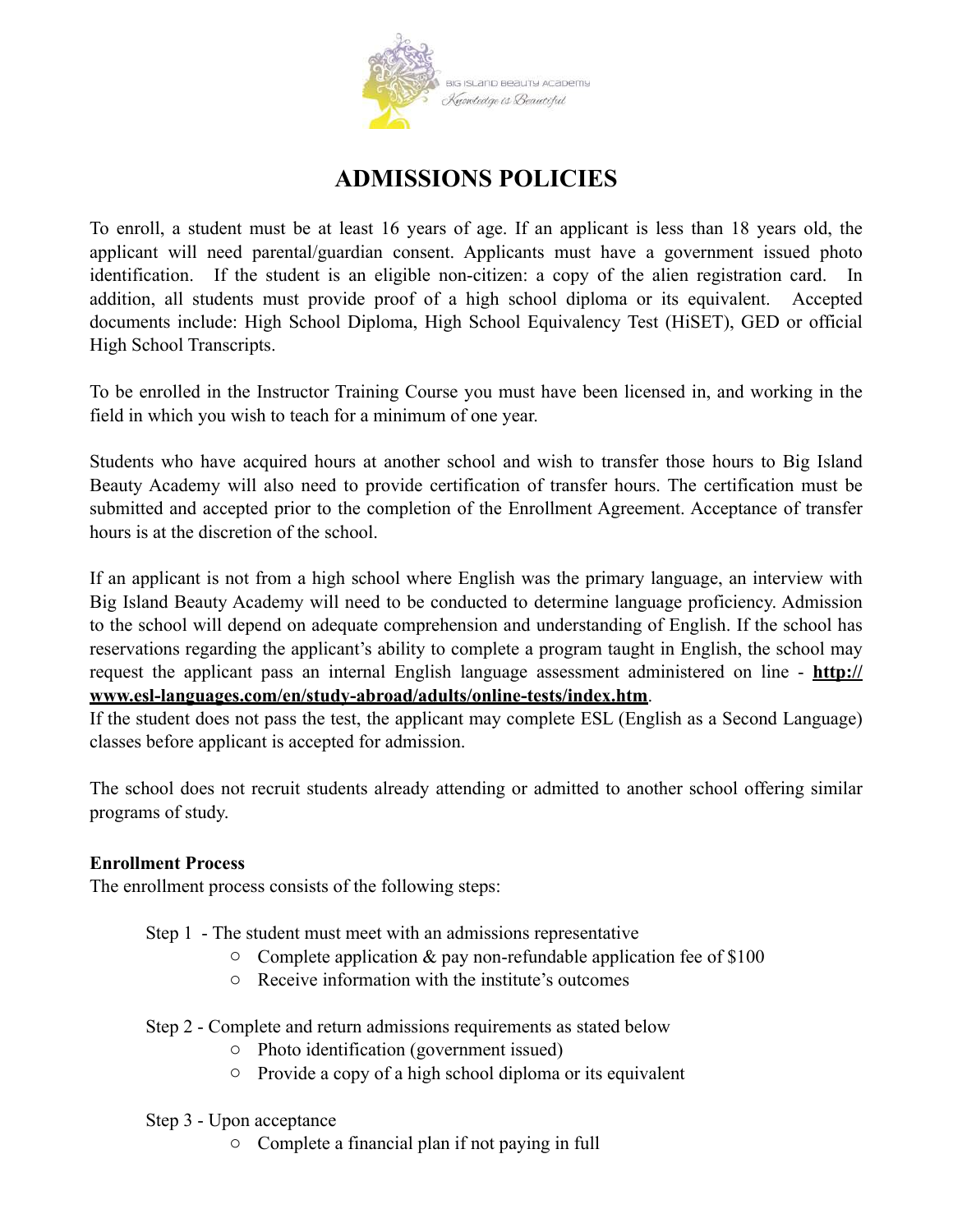# ADMISSIONS POLICIES

To enroll, a student must be at least 16 years of age. If an applicant is less than 18 years old, the applicant will need parental/guardian consent. Applicants must have a government issued photo identification. If the student is an eligible non-citizen: a copy of the alien registration card. In addition, all students must provide proof of a high school diploma or its equivalent. Accepted documents include: High School Diploma, High School Equivalency Test (HiSET), GED or official High School Transcripts.

To be enrolled in the Instructor Training Course you must have been licensed in, and working in the field in which you wish to teach for a minimum of one year.

Students who have acquired hours at another school and wish to transfer those hours to Big Island Beauty Academy will also need to provide certification of transfer hours. The certification must be submitted and accepted prior to the completion of the Enrollment Agreement. Acceptance of transfer hours is at the discretion of the school.

If an applicant is not from a high school where English was the primary language, an interview with Big Island Beauty Academy will need to be conducted to determine language proficiency. Admission to the school will depend on adequate comprehension and understanding of English. If the school has reservations regarding the applicant's ability to complete a program taught in English, the school may request the applicant pass an internal English language assessment administered on line - **http://www.esl-languages.com/en/study-abroad/adults/online-tests/index.htm**.
If the student does not pass the test, the applicant may complete ESL (English as a Second Language) classes before applicant is accepted for admission.

The school does not recruit students already attending or admitted to another school offering similar programs of study.

**Enrollment Process**
The enrollment process consists of the following steps:

Step 1 - The student must meet with an admissions representative
- Complete application & pay non-refundable application fee of $100
- Receive information with the institute's outcomes

Step 2 - Complete and return admissions requirements as stated below
- Photo identification (government issued)
- Provide a copy of a high school diploma or its equivalent

Step 3 - Upon acceptance
- Complete a financial plan if not paying in full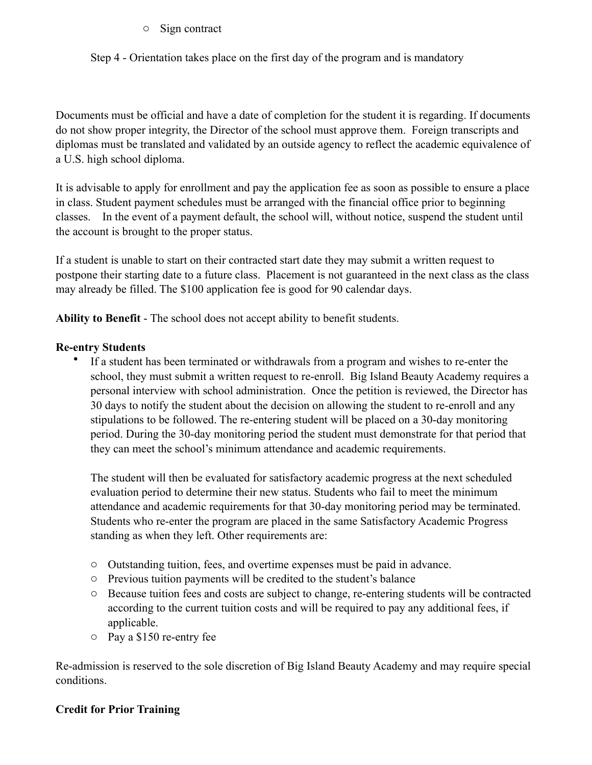- Sign contract

Step 4 - Orientation takes place on the first day of the program and is mandatory

Documents must be official and have a date of completion for the student it is regarding. If documents do not show proper integrity, the Director of the school must approve them. Foreign transcripts and diplomas must be translated and validated by an outside agency to reflect the academic equivalence of a U.S. high school diploma.

It is advisable to apply for enrollment and pay the application fee as soon as possible to ensure a place in class. Student payment schedules must be arranged with the financial office prior to beginning classes. In the event of a payment default, the school will, without notice, suspend the student until the account is brought to the proper status.

If a student is unable to start on their contracted start date they may submit a written request to postpone their starting date to a future class. Placement is not guaranteed in the next class as the class may already be filled. The $100 application fee is good for 90 calendar days.

**Ability to Benefit** - The school does not accept ability to benefit students.

**Re-entry Students**

- If a student has been terminated or withdrawals from a program and wishes to re-enter the school, they must submit a written request to re-enroll. Big Island Beauty Academy requires a personal interview with school administration. Once the petition is reviewed, the Director has 30 days to notify the student about the decision on allowing the student to re-enroll and any stipulations to be followed. The re-entering student will be placed on a 30-day monitoring period. During the 30-day monitoring period the student must demonstrate for that period that they can meet the school's minimum attendance and academic requirements.

  The student will then be evaluated for satisfactory academic progress at the next scheduled evaluation period to determine their new status. Students who fail to meet the minimum attendance and academic requirements for that 30-day monitoring period may be terminated. Students who re-enter the program are placed in the same Satisfactory Academic Progress standing as when they left. Other requirements are:

  - Outstanding tuition, fees, and overtime expenses must be paid in advance.
  - Previous tuition payments will be credited to the student's balance
  - Because tuition fees and costs are subject to change, re-entering students will be contracted according to the current tuition costs and will be required to pay any additional fees, if applicable.
  - Pay a $150 re-entry fee

Re-admission is reserved to the sole discretion of Big Island Beauty Academy and may require special conditions.

**Credit for Prior Training**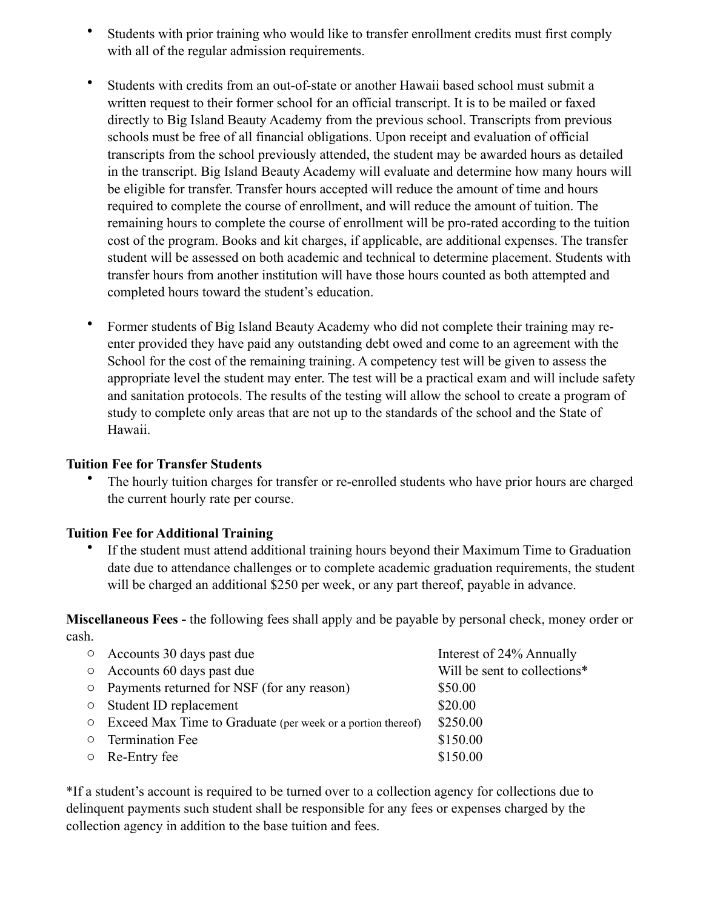- Students with prior training who would like to transfer enrollment credits must first comply with all of the regular admission requirements.

- Students with credits from an out-of-state or another Hawaii based school must submit a written request to their former school for an official transcript. It is to be mailed or faxed directly to Big Island Beauty Academy from the previous school. Transcripts from previous schools must be free of all financial obligations. Upon receipt and evaluation of official transcripts from the school previously attended, the student may be awarded hours as detailed in the transcript. Big Island Beauty Academy will evaluate and determine how many hours will be eligible for transfer. Transfer hours accepted will reduce the amount of time and hours required to complete the course of enrollment, and will reduce the amount of tuition. The remaining hours to complete the course of enrollment will be pro-rated according to the tuition cost of the program. Books and kit charges, if applicable, are additional expenses. The transfer student will be assessed on both academic and technical to determine placement. Students with transfer hours from another institution will have those hours counted as both attempted and completed hours toward the student's education.

- Former students of Big Island Beauty Academy who did not complete their training may re-enter provided they have paid any outstanding debt owed and come to an agreement with the School for the cost of the remaining training. A competency test will be given to assess the appropriate level the student may enter. The test will be a practical exam and will include safety and sanitation protocols. The results of the testing will allow the school to create a program of study to complete only areas that are not up to the standards of the school and the State of Hawaii.

**Tuition Fee for Transfer Students**

- The hourly tuition charges for transfer or re-enrolled students who have prior hours are charged the current hourly rate per course.

**Tuition Fee for Additional Training**

- If the student must attend additional training hours beyond their Maximum Time to Graduation date due to attendance challenges or to complete academic graduation requirements, the student will be charged an additional $250 per week, or any part thereof, payable in advance.

**Miscellaneous Fees -** the following fees shall apply and be payable by personal check, money order or cash.

| | |
|---|---|
| Accounts 30 days past due | Interest of 24% Annually |
| Accounts 60 days past due | Will be sent to collections* |
| Payments returned for NSF (for any reason) | $50.00 |
| Student ID replacement | $20.00 |
| Exceed Max Time to Graduate (per week or a portion thereof) | $250.00 |
| Termination Fee | $150.00 |
| Re-Entry fee | $150.00 |

*If a student's account is required to be turned over to a collection agency for collections due to delinquent payments such student shall be responsible for any fees or expenses charged by the collection agency in addition to the base tuition and fees.